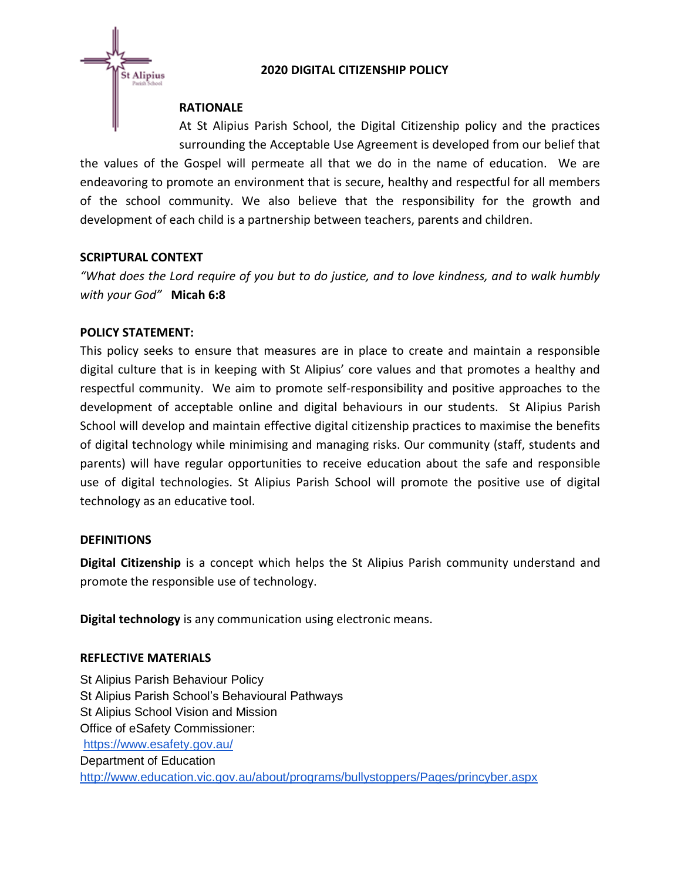# 2020 DIGITAL CITIZENSHIP POLICY

## RATIONALE

At St Alipius Parish School, the Digital Citizenship policy and the practices surrounding the Acceptable Use Agreement is developed from our belief that the values of the Gospel will permeate all that we do in the name of education. We are endeavoring to promote an environment that is secure, healthy and respectful for all members of the school community. We also believe that the responsibility for the growth and development of each child is a partnership between teachers, parents and children.

## SCRIPTURAL CONTEXT

*"What does the Lord require of you but to do justice, and to love kindness, and to walk humbly with your God"* **Micah 6:8**

## POLICY STATEMENT:

This policy seeks to ensure that measures are in place to create and maintain a responsible digital culture that is in keeping with St Alipius' core values and that promotes a healthy and respectful community. We aim to promote self-responsibility and positive approaches to the development of acceptable online and digital behaviours in our students. St Alipius Parish School will develop and maintain effective digital citizenship practices to maximise the benefits of digital technology while minimising and managing risks. Our community (staff, students and parents) will have regular opportunities to receive education about the safe and responsible use of digital technologies. St Alipius Parish School will promote the positive use of digital technology as an educative tool.

## DEFINITIONS

**Digital Citizenship** is a concept which helps the St Alipius Parish community understand and promote the responsible use of technology.

**Digital technology** is any communication using electronic means.

## REFLECTIVE MATERIALS

St Alipius Parish Behaviour Policy
St Alipius Parish School's Behavioural Pathways
St Alipius School Vision and Mission
Office of eSafety Commissioner:
https://www.esafety.gov.au/
Department of Education
http://www.education.vic.gov.au/about/programs/bullystoppers/Pages/princyber.aspx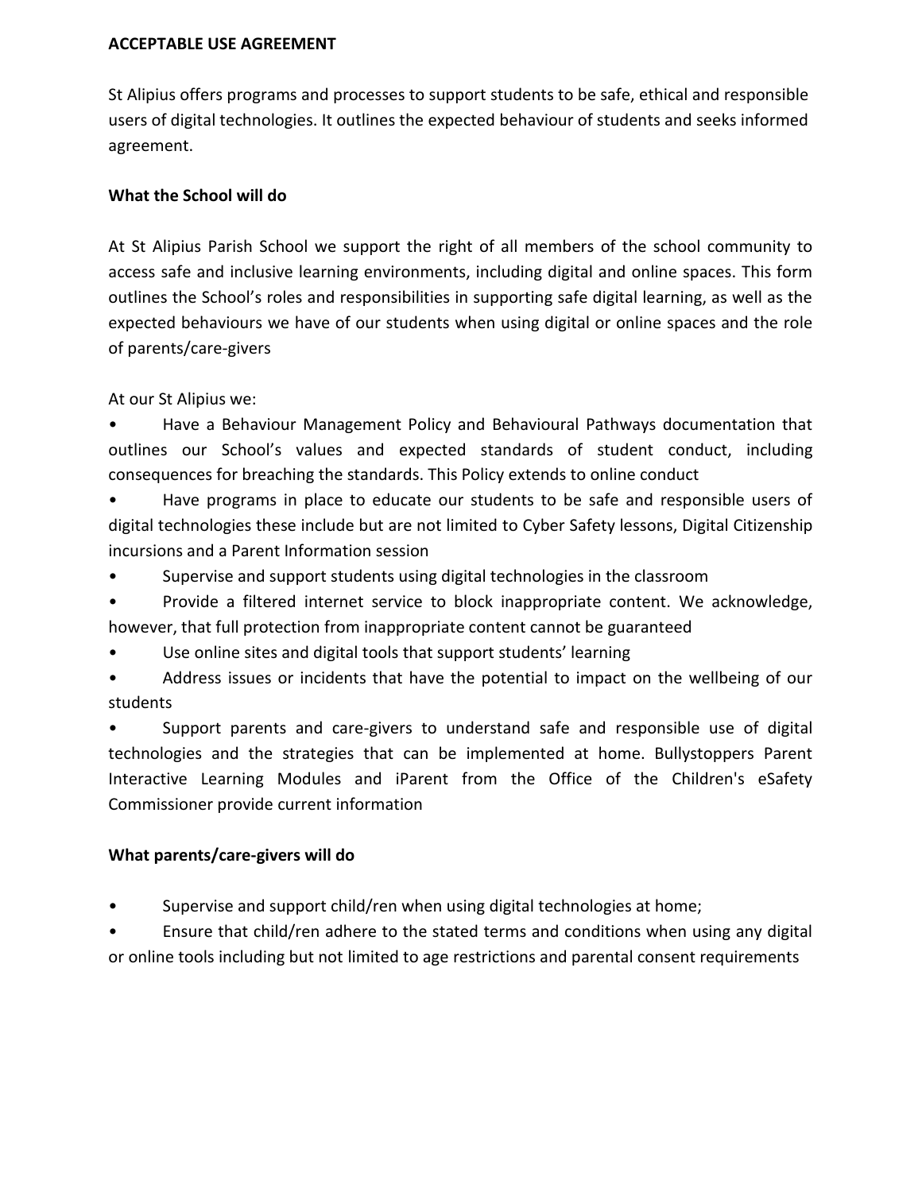**ACCEPTABLE USE AGREEMENT**

St Alipius offers programs and processes to support students to be safe, ethical and responsible users of digital technologies. It outlines the expected behaviour of students and seeks informed agreement.

**What the School will do**

At St Alipius Parish School we support the right of all members of the school community to access safe and inclusive learning environments, including digital and online spaces. This form outlines the School's roles and responsibilities in supporting safe digital learning, as well as the expected behaviours we have of our students when using digital or online spaces and the role of parents/care-givers

At our St Alipius we:

- Have a Behaviour Management Policy and Behavioural Pathways documentation that outlines our School's values and expected standards of student conduct, including consequences for breaching the standards. This Policy extends to online conduct
- Have programs in place to educate our students to be safe and responsible users of digital technologies these include but are not limited to Cyber Safety lessons, Digital Citizenship incursions and a Parent Information session
- Supervise and support students using digital technologies in the classroom
- Provide a filtered internet service to block inappropriate content. We acknowledge, however, that full protection from inappropriate content cannot be guaranteed
- Use online sites and digital tools that support students' learning
- Address issues or incidents that have the potential to impact on the wellbeing of our students
- Support parents and care-givers to understand safe and responsible use of digital technologies and the strategies that can be implemented at home. Bullystoppers Parent Interactive Learning Modules and iParent from the Office of the Children's eSafety Commissioner provide current information

**What parents/care-givers will do**

- Supervise and support child/ren when using digital technologies at home;
- Ensure that child/ren adhere to the stated terms and conditions when using any digital or online tools including but not limited to age restrictions and parental consent requirements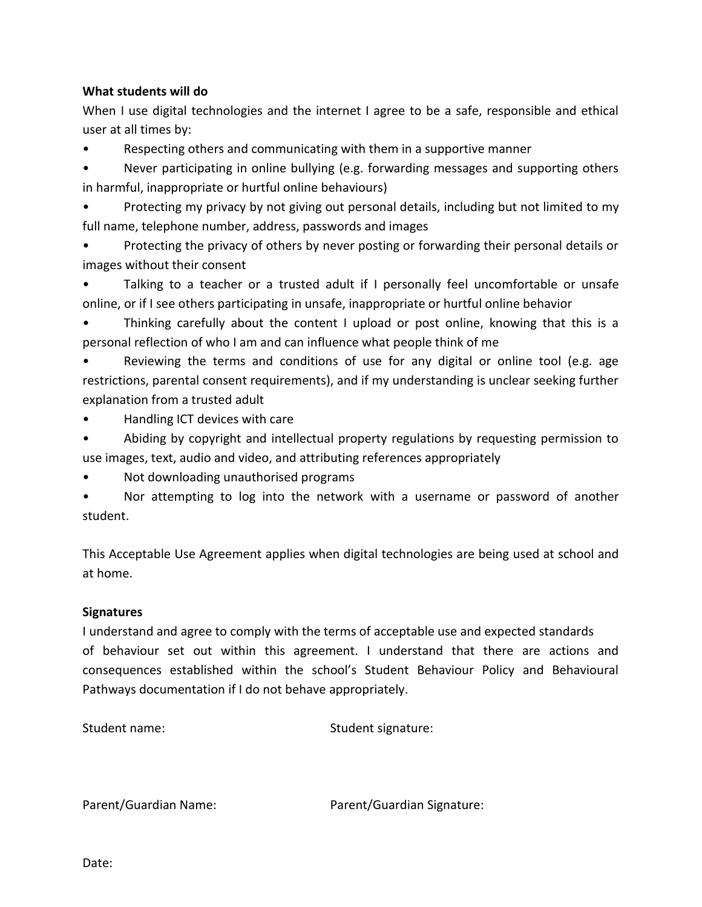**What students will do**

When I use digital technologies and the internet I agree to be a safe, responsible and ethical user at all times by:

- Respecting others and communicating with them in a supportive manner
- Never participating in online bullying (e.g. forwarding messages and supporting others in harmful, inappropriate or hurtful online behaviours)
- Protecting my privacy by not giving out personal details, including but not limited to my full name, telephone number, address, passwords and images
- Protecting the privacy of others by never posting or forwarding their personal details or images without their consent
- Talking to a teacher or a trusted adult if I personally feel uncomfortable or unsafe online, or if I see others participating in unsafe, inappropriate or hurtful online behavior
- Thinking carefully about the content I upload or post online, knowing that this is a personal reflection of who I am and can influence what people think of me
- Reviewing the terms and conditions of use for any digital or online tool (e.g. age restrictions, parental consent requirements), and if my understanding is unclear seeking further explanation from a trusted adult
- Handling ICT devices with care
- Abiding by copyright and intellectual property regulations by requesting permission to use images, text, audio and video, and attributing references appropriately
- Not downloading unauthorised programs
- Nor attempting to log into the network with a username or password of another student.

This Acceptable Use Agreement applies when digital technologies are being used at school and at home.

**Signatures**

I understand and agree to comply with the terms of acceptable use and expected standards of behaviour set out within this agreement. I understand that there are actions and consequences established within the school's Student Behaviour Policy and Behavioural Pathways documentation if I do not behave appropriately.

Student name: Student signature:

Parent/Guardian Name: Parent/Guardian Signature:

Date: